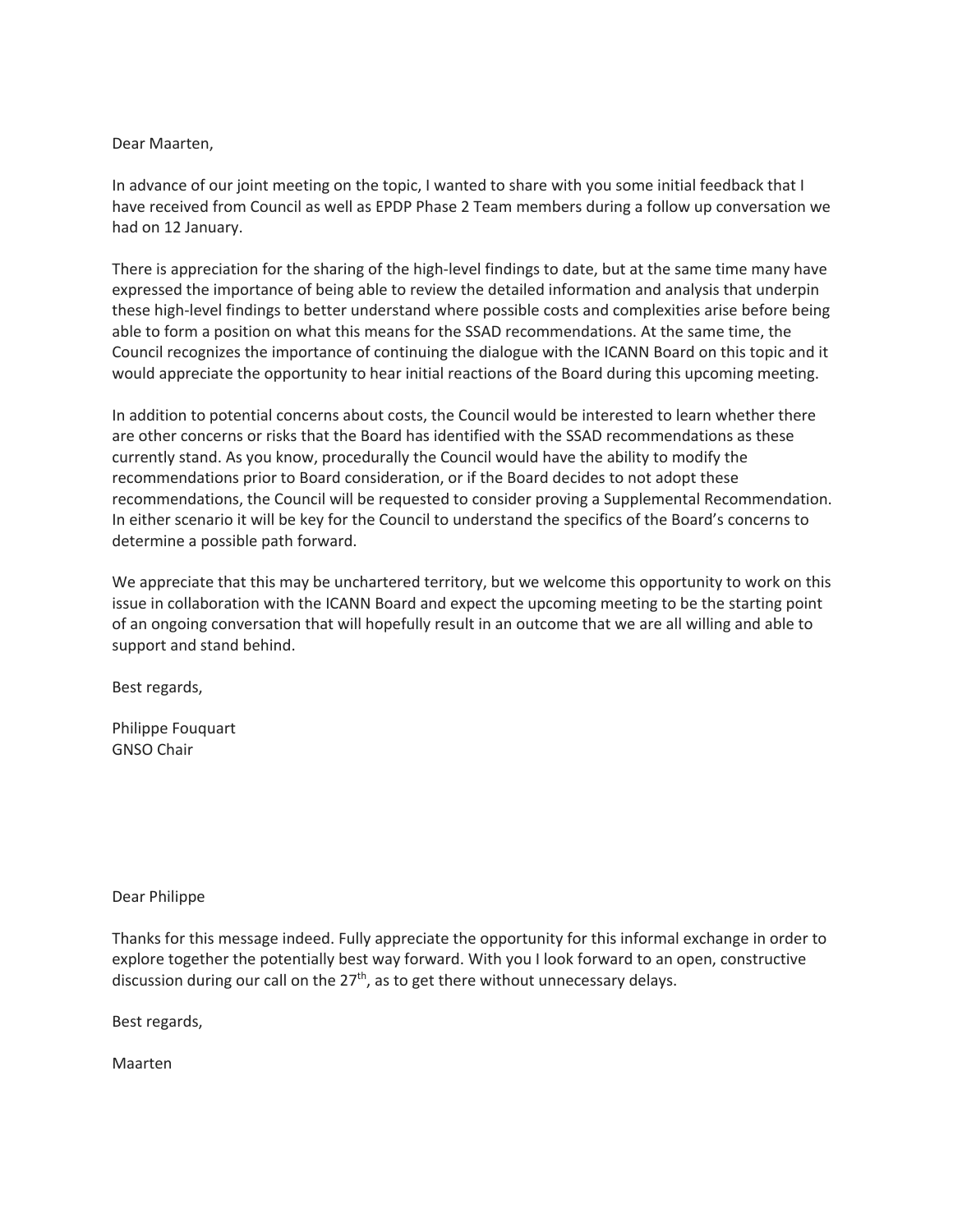Dear Maarten,

In advance of our joint meeting on the topic, I wanted to share with you some initial feedback that I have received from Council as well as EPDP Phase 2 Team members during a follow up conversation we had on 12 January.

There is appreciation for the sharing of the high-level findings to date, but at the same time many have expressed the importance of being able to review the detailed information and analysis that underpin these high-level findings to better understand where possible costs and complexities arise before being able to form a position on what this means for the SSAD recommendations. At the same time, the Council recognizes the importance of continuing the dialogue with the ICANN Board on this topic and it would appreciate the opportunity to hear initial reactions of the Board during this upcoming meeting.

In addition to potential concerns about costs, the Council would be interested to learn whether there are other concerns or risks that the Board has identified with the SSAD recommendations as these currently stand. As you know, procedurally the Council would have the ability to modify the recommendations prior to Board consideration, or if the Board decides to not adopt these recommendations, the Council will be requested to consider proving a Supplemental Recommendation. In either scenario it will be key for the Council to understand the specifics of the Board's concerns to determine a possible path forward.

We appreciate that this may be unchartered territory, but we welcome this opportunity to work on this issue in collaboration with the ICANN Board and expect the upcoming meeting to be the starting point of an ongoing conversation that will hopefully result in an outcome that we are all willing and able to support and stand behind.

Best regards,

Philippe Fouquart
GNSO Chair

Dear Philippe

Thanks for this message indeed. Fully appreciate the opportunity for this informal exchange in order to explore together the potentially best way forward. With you I look forward to an open, constructive discussion during our call on the 27th, as to get there without unnecessary delays.

Best regards,

Maarten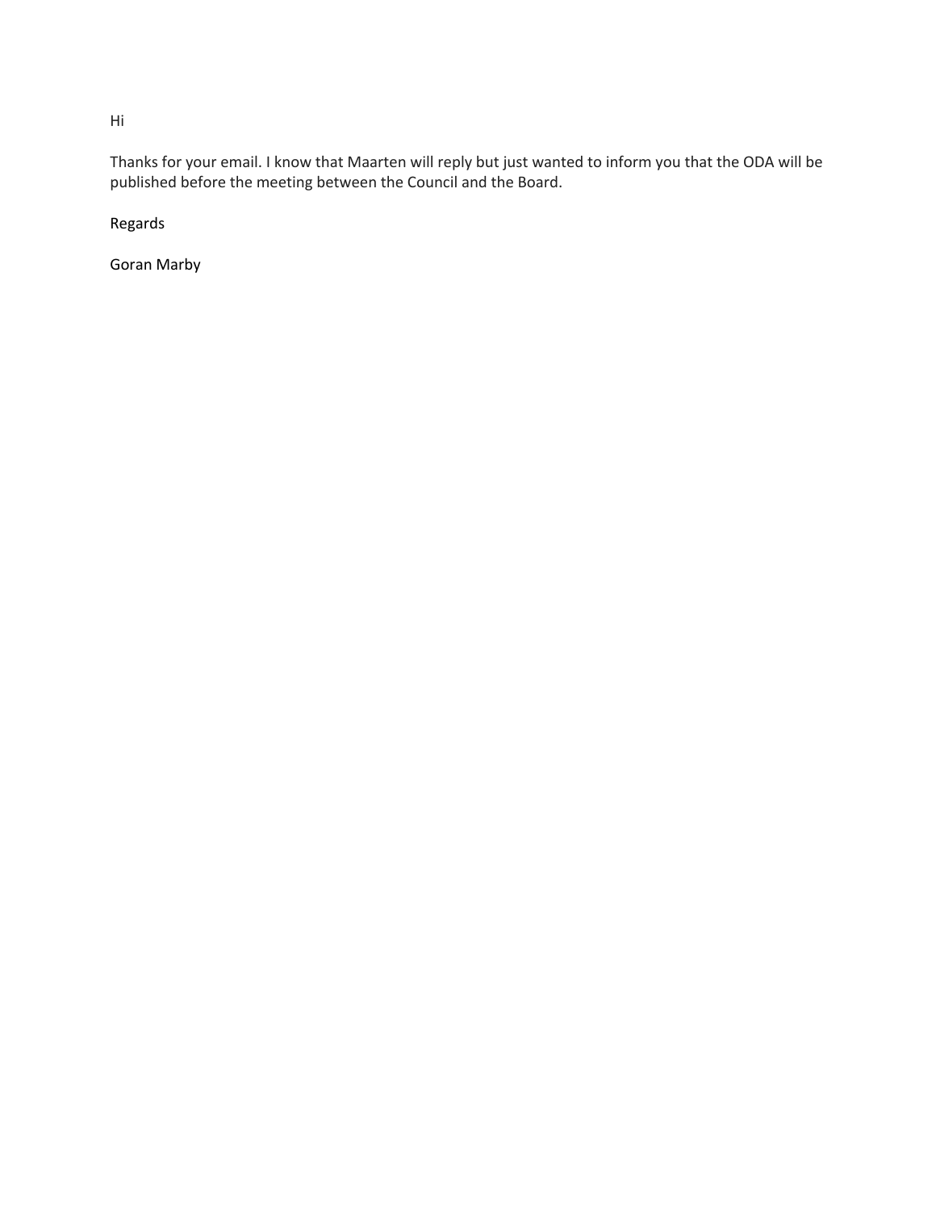Hi

Thanks for your email. I know that Maarten will reply but just wanted to inform you that the ODA will be published before the meeting between the Council and the Board.

Regards

Goran Marby